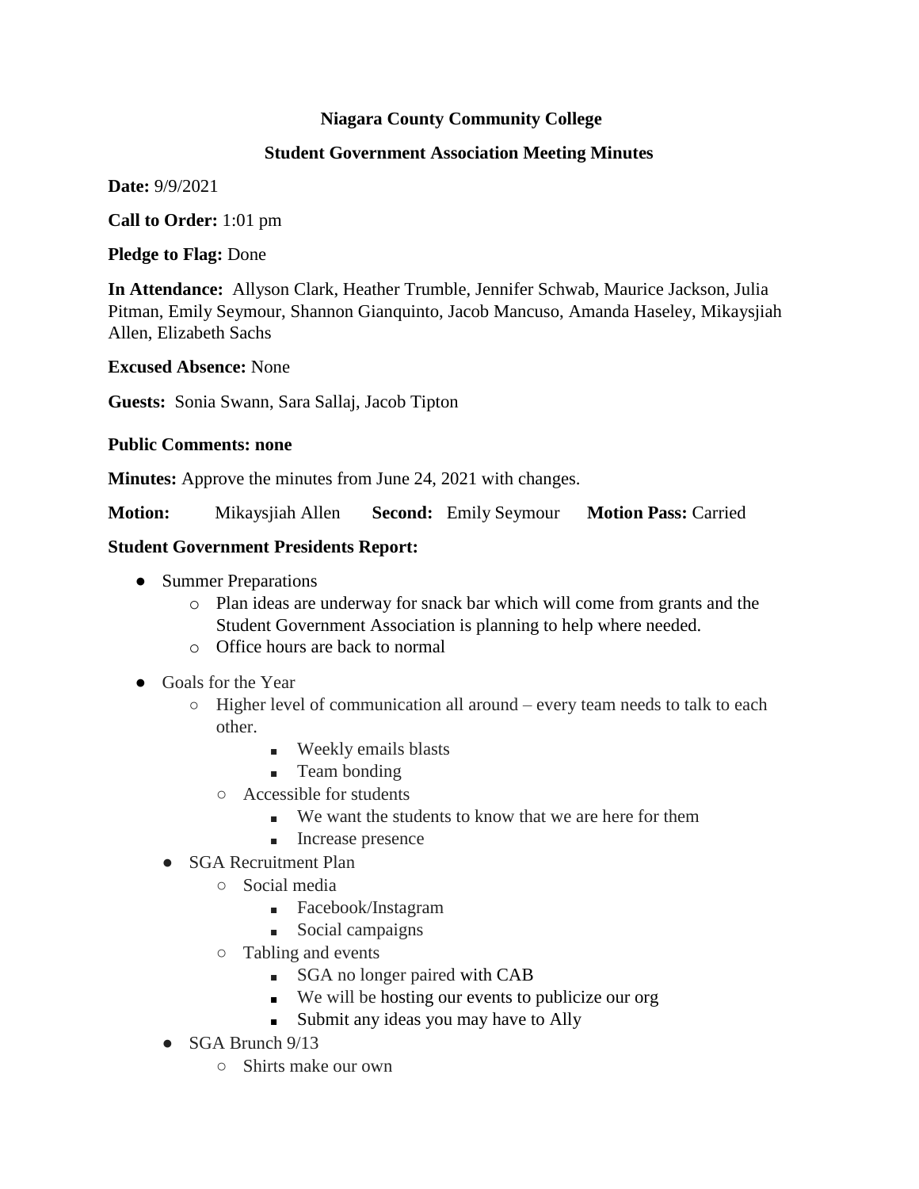**Niagara County Community College**

**Student Government Association Meeting Minutes**

**Date:** 9/9/2021

**Call to Order:** 1:01 pm

**Pledge to Flag:** Done

**In Attendance:** Allyson Clark, Heather Trumble, Jennifer Schwab, Maurice Jackson, Julia Pitman, Emily Seymour, Shannon Gianquinto, Jacob Mancuso, Amanda Haseley, Mikaysjiah Allen, Elizabeth Sachs

**Excused Absence:** None

**Guests:** Sonia Swann, Sara Sallaj, Jacob Tipton

**Public Comments: none**

**Minutes:** Approve the minutes from June 24, 2021 with changes.

**Motion:** Mikaysjiah Allen **Second:** Emily Seymour **Motion Pass:** Carried

**Student Government Presidents Report:**

- Summer Preparations
  - Plan ideas are underway for snack bar which will come from grants and the Student Government Association is planning to help where needed.
  - Office hours are back to normal
- Goals for the Year
  - Higher level of communication all around – every team needs to talk to each other.
    - Weekly emails blasts
    - Team bonding
  - Accessible for students
    - We want the students to know that we are here for them
    - Increase presence
- SGA Recruitment Plan
  - Social media
    - Facebook/Instagram
    - Social campaigns
  - Tabling and events
    - SGA no longer paired with CAB
    - We will be hosting our events to publicize our org
    - Submit any ideas you may have to Ally
- SGA Brunch 9/13
  - Shirts make our own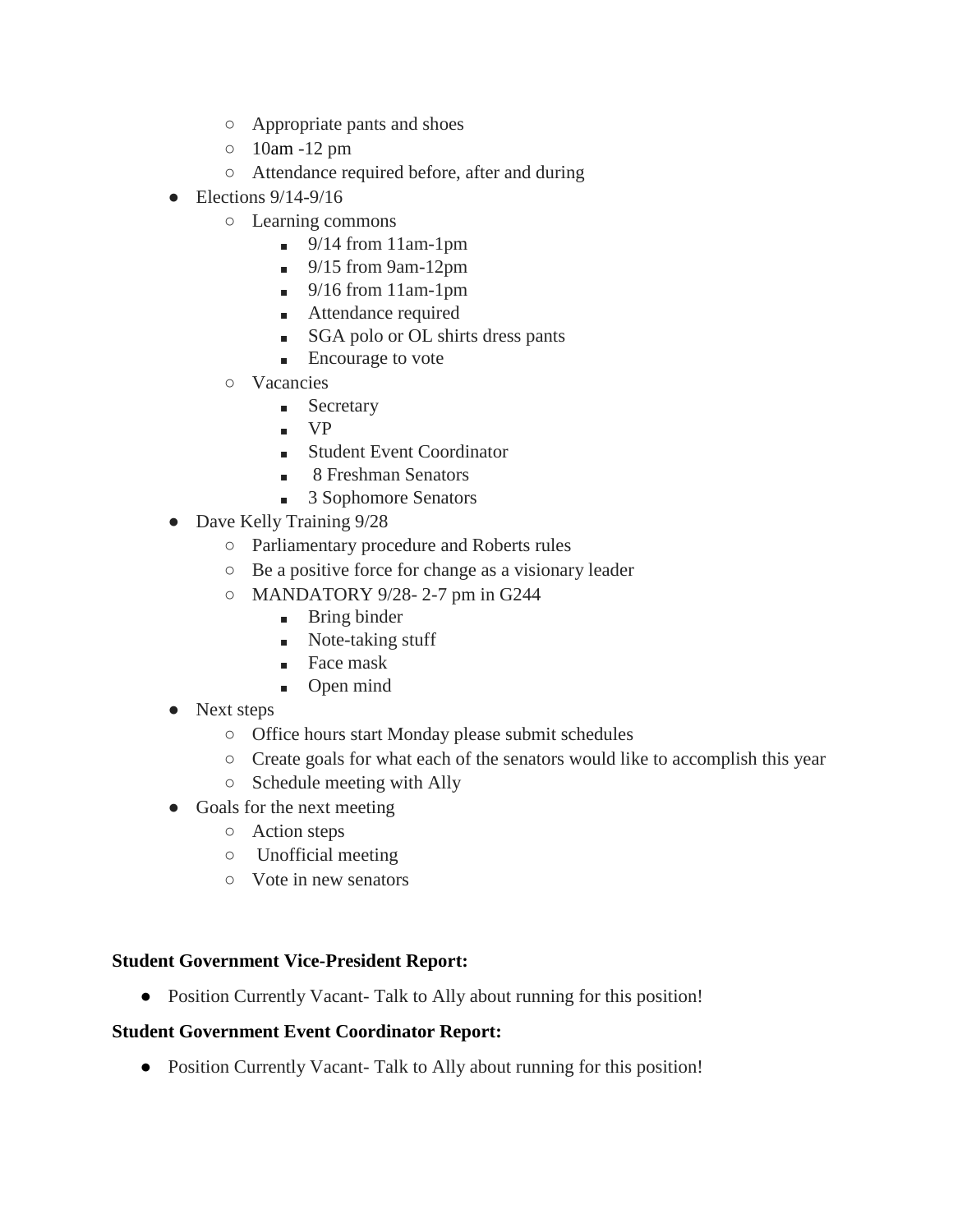- Appropriate pants and shoes
    - 10am -12 pm
    - Attendance required before, after and during
- Elections 9/14-9/16
    - Learning commons
        - 9/14 from 11am-1pm
        - 9/15 from 9am-12pm
        - 9/16 from 11am-1pm
        - Attendance required
        - SGA polo or OL shirts dress pants
        - Encourage to vote
    - Vacancies
        - Secretary
        - VP
        - Student Event Coordinator
        - 8 Freshman Senators
        - 3 Sophomore Senators
- Dave Kelly Training 9/28
    - Parliamentary procedure and Roberts rules
    - Be a positive force for change as a visionary leader
    - MANDATORY 9/28- 2-7 pm in G244
        - Bring binder
        - Note-taking stuff
        - Face mask
        - Open mind
- Next steps
    - Office hours start Monday please submit schedules
    - Create goals for what each of the senators would like to accomplish this year
    - Schedule meeting with Ally
- Goals for the next meeting
    - Action steps
    - Unofficial meeting
    - Vote in new senators

**Student Government Vice-President Report:**

- Position Currently Vacant- Talk to Ally about running for this position!

**Student Government Event Coordinator Report:**

- Position Currently Vacant- Talk to Ally about running for this position!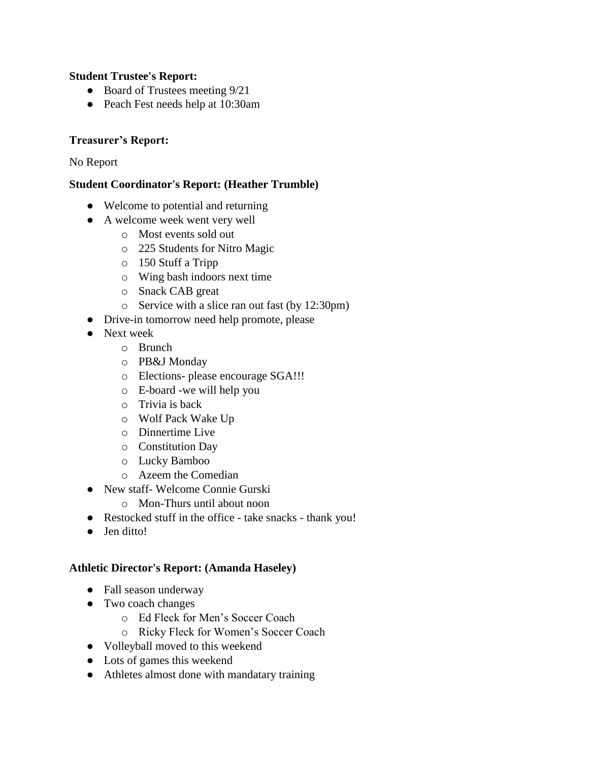**Student Trustee's Report:**

- Board of Trustees meeting 9/21
- Peach Fest needs help at 10:30am

**Treasurer's Report:**

No Report

**Student Coordinator's Report: (Heather Trumble)**

- Welcome to potential and returning
- A welcome week went very well
    - Most events sold out
    - 225 Students for Nitro Magic
    - 150 Stuff a Tripp
    - Wing bash indoors next time
    - Snack CAB great
    - Service with a slice ran out fast (by 12:30pm)
- Drive-in tomorrow need help promote, please
- Next week
    - Brunch
    - PB&J Monday
    - Elections- please encourage SGA!!!
    - E-board -we will help you
    - Trivia is back
    - Wolf Pack Wake Up
    - Dinnertime Live
    - Constitution Day
    - Lucky Bamboo
    - Azeem the Comedian
- New staff- Welcome Connie Gurski
    - Mon-Thurs until about noon
- Restocked stuff in the office - take snacks - thank you!
- Jen ditto!

**Athletic Director's Report: (Amanda Haseley)**

- Fall season underway
- Two coach changes
    - Ed Fleck for Men's Soccer Coach
    - Ricky Fleck for Women's Soccer Coach
- Volleyball moved to this weekend
- Lots of games this weekend
- Athletes almost done with mandatary training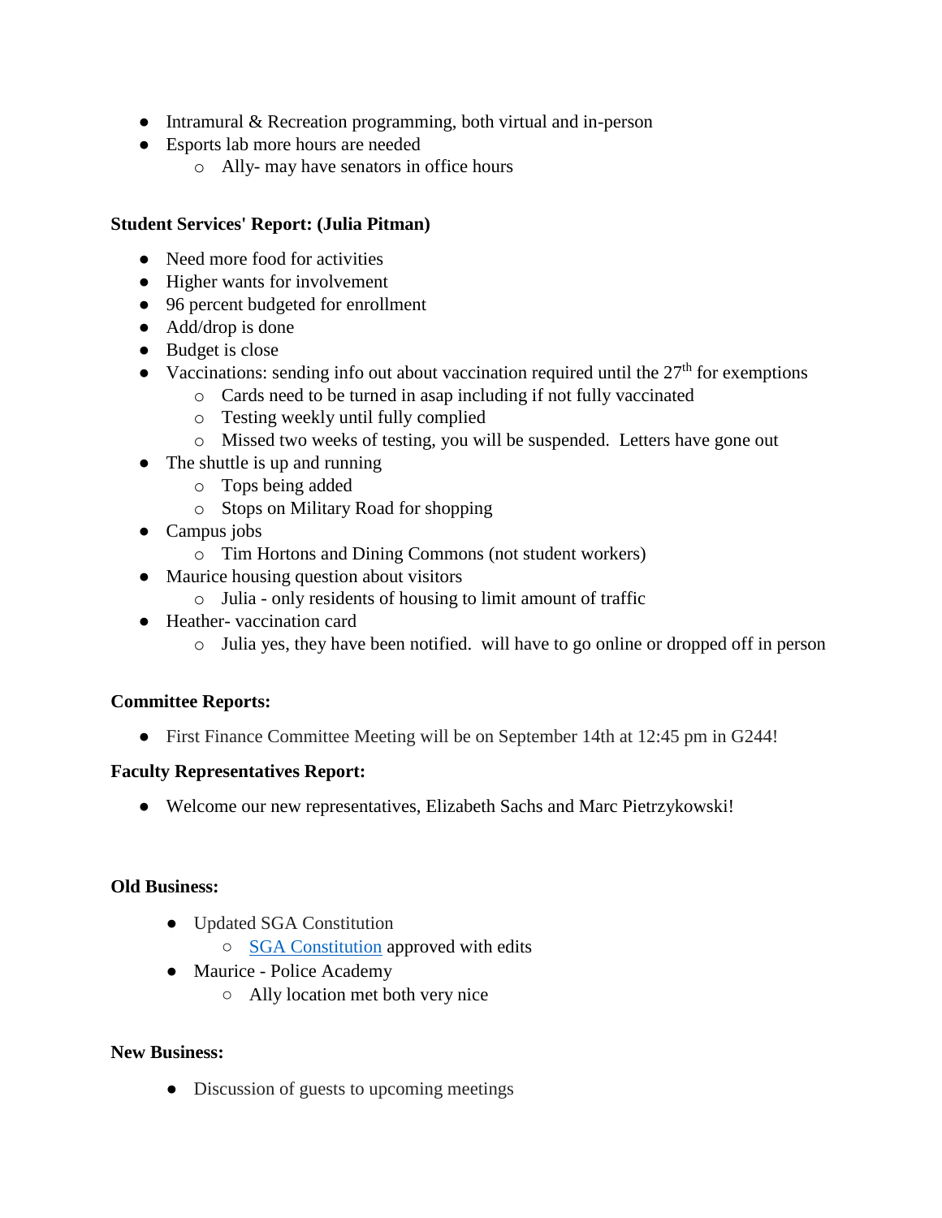- Intramural & Recreation programming, both virtual and in-person
- Esports lab more hours are needed
  - Ally- may have senators in office hours

**Student Services' Report: (Julia Pitman)**

- Need more food for activities
- Higher wants for involvement
- 96 percent budgeted for enrollment
- Add/drop is done
- Budget is close
- Vaccinations: sending info out about vaccination required until the 27th for exemptions
  - Cards need to be turned in asap including if not fully vaccinated
  - Testing weekly until fully complied
  - Missed two weeks of testing, you will be suspended.  Letters have gone out
- The shuttle is up and running
  - Tops being added
  - Stops on Military Road for shopping
- Campus jobs
  - Tim Hortons and Dining Commons (not student workers)
- Maurice housing question about visitors
  - Julia - only residents of housing to limit amount of traffic
- Heather- vaccination card
  - Julia yes, they have been notified.  will have to go online or dropped off in person

**Committee Reports:**

- First Finance Committee Meeting will be on September 14th at 12:45 pm in G244!

**Faculty Representatives Report:**

- Welcome our new representatives, Elizabeth Sachs and Marc Pietrzykowski!

**Old Business:**

- Updated SGA Constitution
  - SGA Constitution approved with edits
- Maurice - Police Academy
  - Ally location met both very nice

**New Business:**

- Discussion of guests to upcoming meetings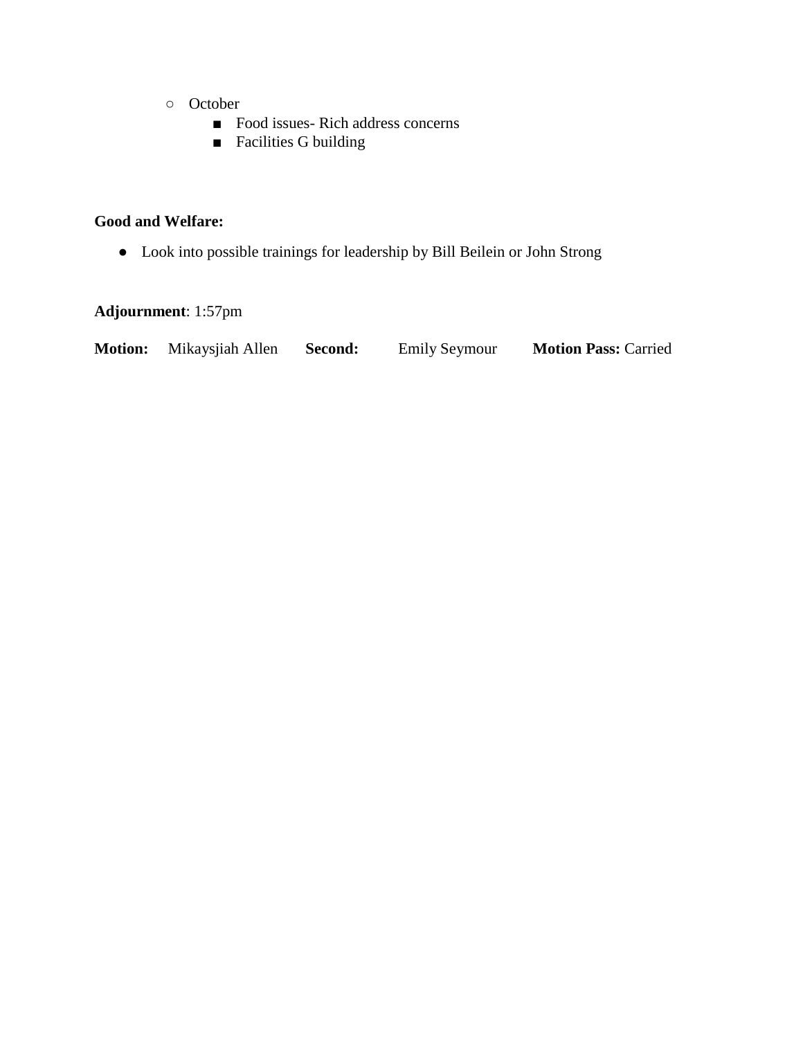- October
    - Food issues- Rich address concerns
    - Facilities G building

**Good and Welfare:**

- Look into possible trainings for leadership by Bill Beilein or John Strong

**Adjournment**: 1:57pm

**Motion:** Mikaysjiah Allen **Second:** Emily Seymour **Motion Pass:** Carried